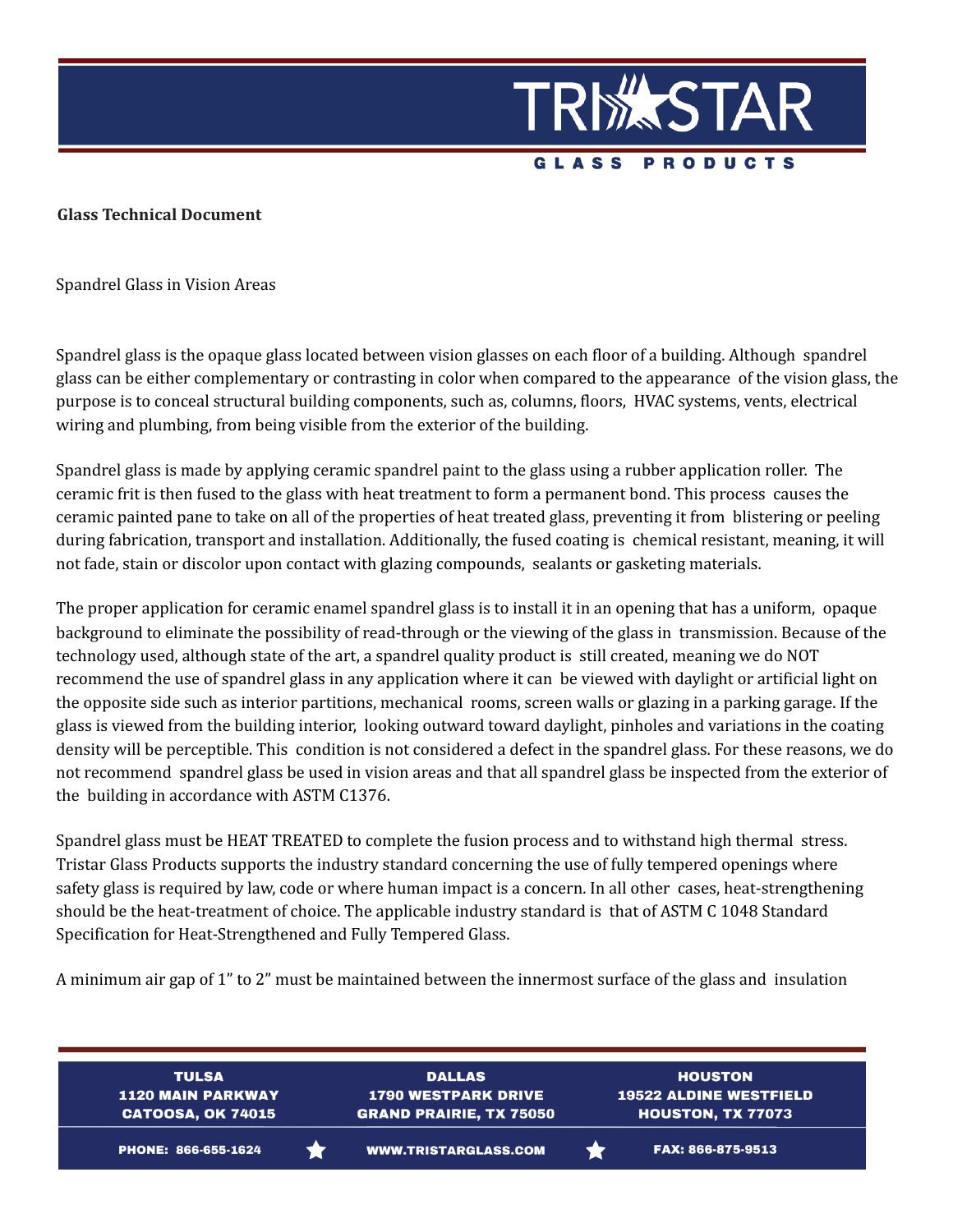**Glass Technical Document**

Spandrel Glass in Vision Areas

Spandrel glass is the opaque glass located between vision glasses on each floor of a building. Although spandrel glass can be either complementary or contrasting in color when compared to the appearance of the vision glass, the purpose is to conceal structural building components, such as, columns, floors, HVAC systems, vents, electrical wiring and plumbing, from being visible from the exterior of the building.

Spandrel glass is made by applying ceramic spandrel paint to the glass using a rubber application roller. The ceramic frit is then fused to the glass with heat treatment to form a permanent bond. This process causes the ceramic painted pane to take on all of the properties of heat treated glass, preventing it from blistering or peeling during fabrication, transport and installation. Additionally, the fused coating is chemical resistant, meaning, it will not fade, stain or discolor upon contact with glazing compounds, sealants or gasketing materials.

The proper application for ceramic enamel spandrel glass is to install it in an opening that has a uniform, opaque background to eliminate the possibility of read-through or the viewing of the glass in transmission. Because of the technology used, although state of the art, a spandrel quality product is still created, meaning we do NOT recommend the use of spandrel glass in any application where it can be viewed with daylight or artificial light on the opposite side such as interior partitions, mechanical rooms, screen walls or glazing in a parking garage. If the glass is viewed from the building interior, looking outward toward daylight, pinholes and variations in the coating density will be perceptible. This condition is not considered a defect in the spandrel glass. For these reasons, we do not recommend spandrel glass be used in vision areas and that all spandrel glass be inspected from the exterior of the building in accordance with ASTM C1376.

Spandrel glass must be HEAT TREATED to complete the fusion process and to withstand high thermal stress. Tristar Glass Products supports the industry standard concerning the use of fully tempered openings where safety glass is required by law, code or where human impact is a concern. In all other cases, heat-strengthening should be the heat-treatment of choice. The applicable industry standard is that of ASTM C 1048 Standard Specification for Heat-Strengthened and Fully Tempered Glass.

A minimum air gap of 1" to 2" must be maintained between the innermost surface of the glass and insulation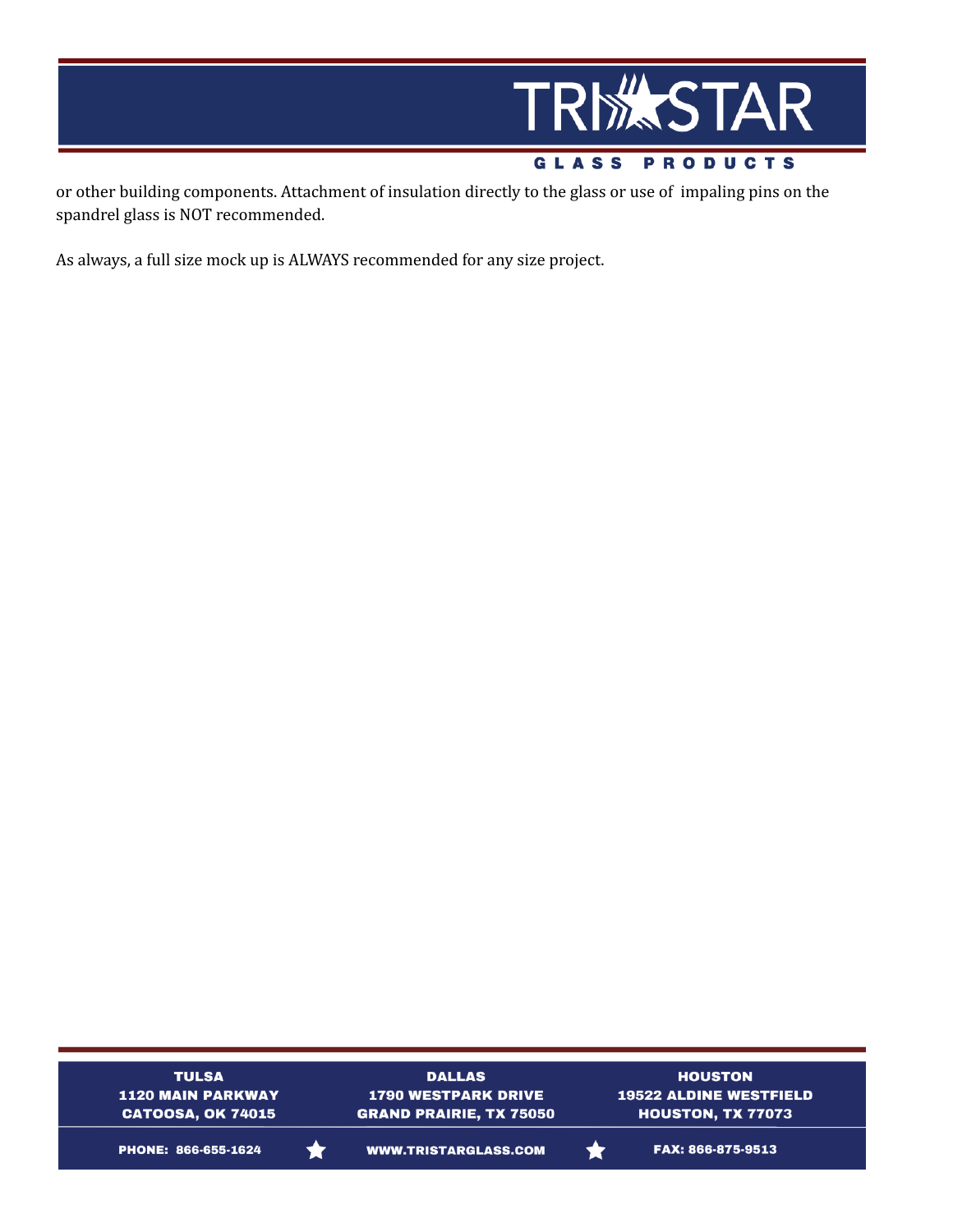or other building components. Attachment of insulation directly to the glass or use of impaling pins on the spandrel glass is NOT recommended.

As always, a full size mock up is ALWAYS recommended for any size project.